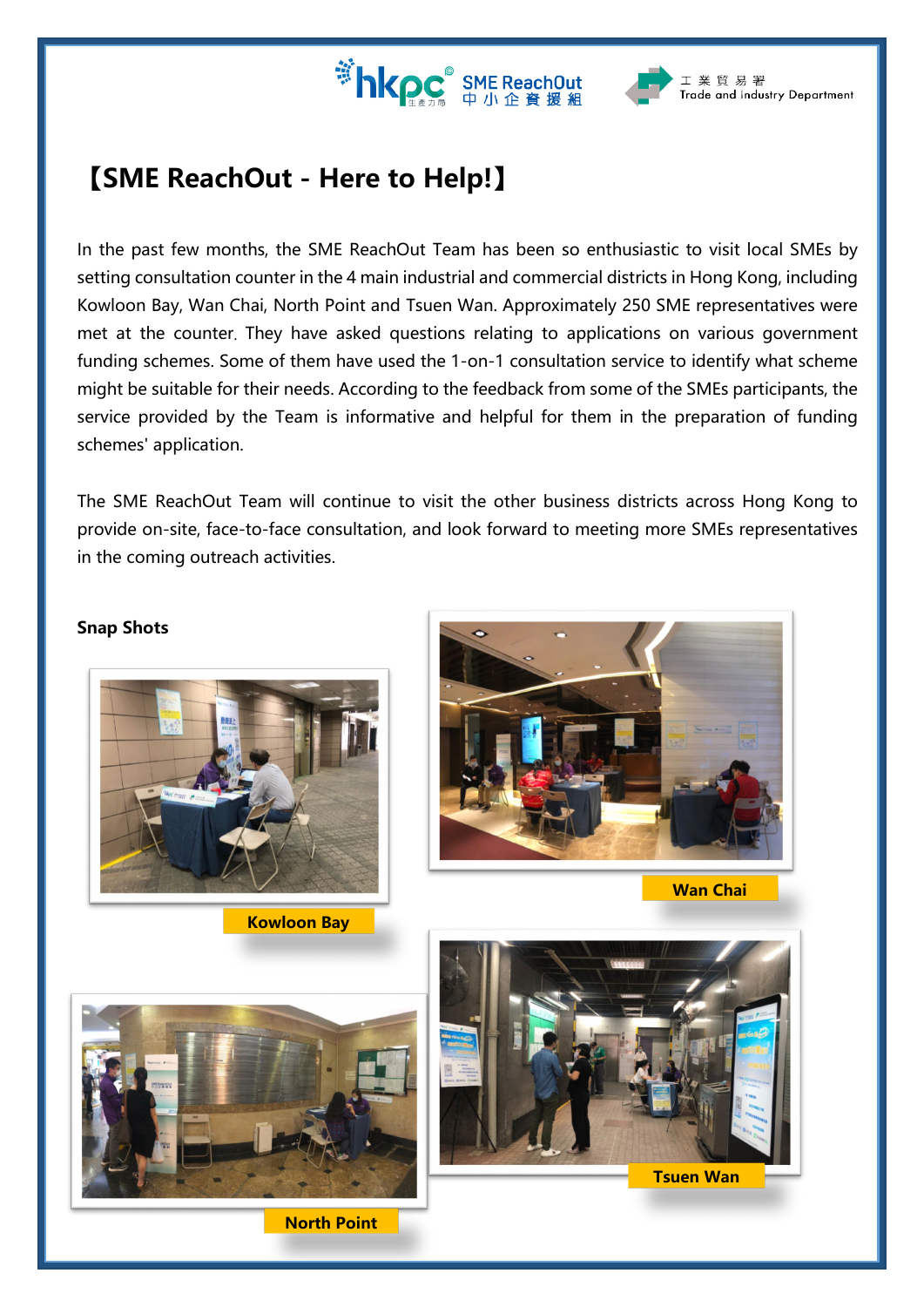# 【SME ReachOut - Here to Help!】

In the past few months, the SME ReachOut Team has been so enthusiastic to visit local SMEs by setting consultation counter in the 4 main industrial and commercial districts in Hong Kong, including Kowloon Bay, Wan Chai, North Point and Tsuen Wan. Approximately 250 SME representatives were met at the counter. They have asked questions relating to applications on various government funding schemes. Some of them have used the 1-on-1 consultation service to identify what scheme might be suitable for their needs. According to the feedback from some of the SMEs participants, the service provided by the Team is informative and helpful for them in the preparation of funding schemes' application.

The SME ReachOut Team will continue to visit the other business districts across Hong Kong to provide on-site, face-to-face consultation, and look forward to meeting more SMEs representatives in the coming outreach activities.

**Snap Shots**

Kowloon Bay

Wan Chai

North Point

Tsuen Wan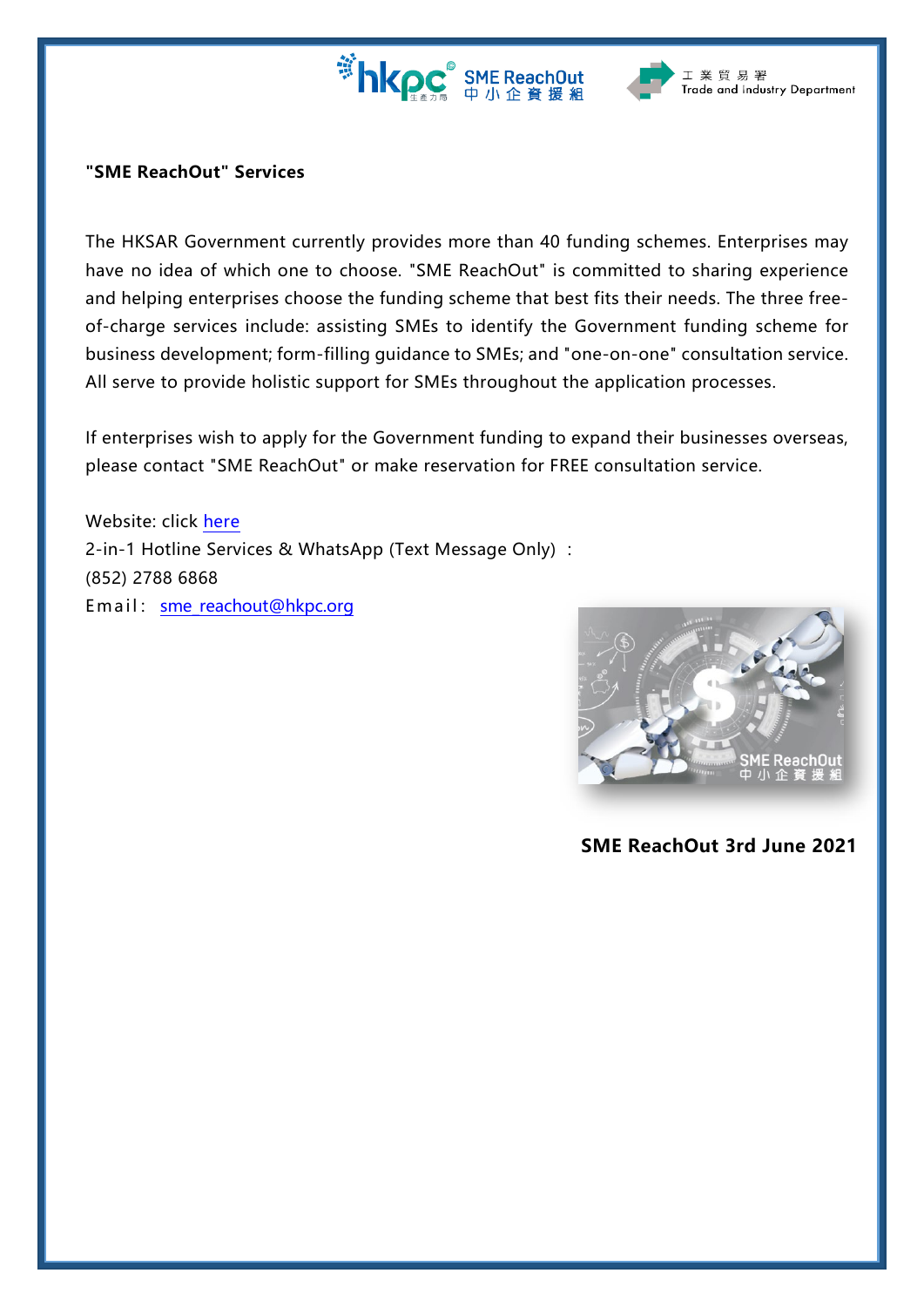**"SME ReachOut" Services**

The HKSAR Government currently provides more than 40 funding schemes. Enterprises may have no idea of which one to choose. "SME ReachOut" is committed to sharing experience and helping enterprises choose the funding scheme that best fits their needs. The three free-of-charge services include: assisting SMEs to identify the Government funding scheme for business development; form-filling guidance to SMEs; and "one-on-one" consultation service. All serve to provide holistic support for SMEs throughout the application processes.

If enterprises wish to apply for the Government funding to expand their businesses overseas, please contact "SME ReachOut" or make reservation for FREE consultation service.

Website: click here
2-in-1 Hotline Services & WhatsApp (Text Message Only) :
(852) 2788 6868
Email: sme_reachout@hkpc.org

**SME ReachOut 3rd June 2021**